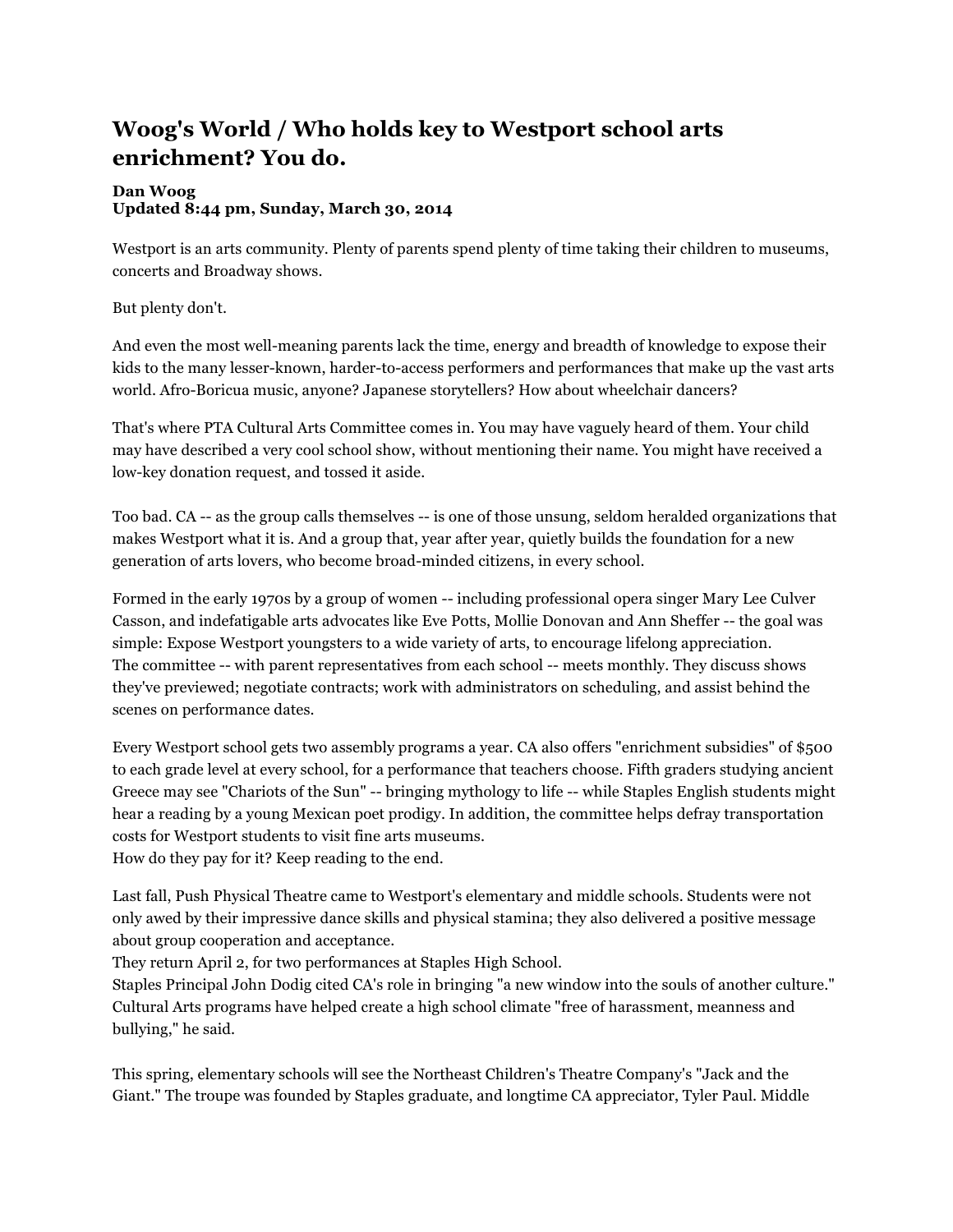# Woog's World / Who holds key to Westport school arts enrichment? You do.

**Dan Woog**
**Updated 8:44 pm, Sunday, March 30, 2014**

Westport is an arts community. Plenty of parents spend plenty of time taking their children to museums, concerts and Broadway shows.

But plenty don't.

And even the most well-meaning parents lack the time, energy and breadth of knowledge to expose their kids to the many lesser-known, harder-to-access performers and performances that make up the vast arts world. Afro-Boricua music, anyone? Japanese storytellers? How about wheelchair dancers?

That's where PTA Cultural Arts Committee comes in. You may have vaguely heard of them. Your child may have described a very cool school show, without mentioning their name. You might have received a low-key donation request, and tossed it aside.

Too bad. CA -- as the group calls themselves -- is one of those unsung, seldom heralded organizations that makes Westport what it is. And a group that, year after year, quietly builds the foundation for a new generation of arts lovers, who become broad-minded citizens, in every school.

Formed in the early 1970s by a group of women -- including professional opera singer Mary Lee Culver Casson, and indefatigable arts advocates like Eve Potts, Mollie Donovan and Ann Sheffer -- the goal was simple: Expose Westport youngsters to a wide variety of arts, to encourage lifelong appreciation.
The committee -- with parent representatives from each school -- meets monthly. They discuss shows they've previewed; negotiate contracts; work with administrators on scheduling, and assist behind the scenes on performance dates.

Every Westport school gets two assembly programs a year. CA also offers "enrichment subsidies" of $500 to each grade level at every school, for a performance that teachers choose. Fifth graders studying ancient Greece may see "Chariots of the Sun" -- bringing mythology to life -- while Staples English students might hear a reading by a young Mexican poet prodigy. In addition, the committee helps defray transportation costs for Westport students to visit fine arts museums.
How do they pay for it? Keep reading to the end.

Last fall, Push Physical Theatre came to Westport's elementary and middle schools. Students were not only awed by their impressive dance skills and physical stamina; they also delivered a positive message about group cooperation and acceptance.
They return April 2, for two performances at Staples High School.
Staples Principal John Dodig cited CA's role in bringing "a new window into the souls of another culture." Cultural Arts programs have helped create a high school climate "free of harassment, meanness and bullying," he said.

This spring, elementary schools will see the Northeast Children's Theatre Company's "Jack and the Giant." The troupe was founded by Staples graduate, and longtime CA appreciator, Tyler Paul. Middle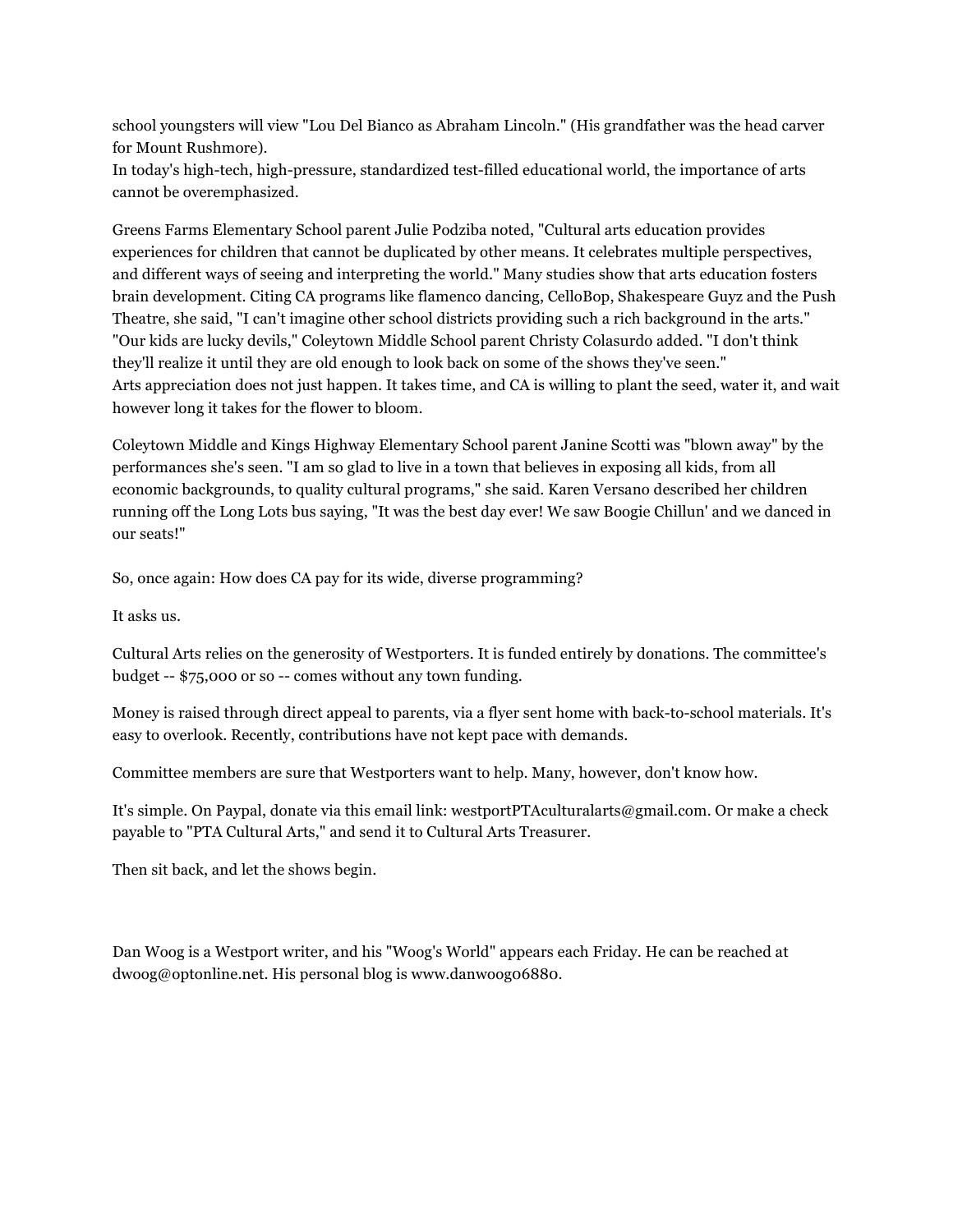school youngsters will view "Lou Del Bianco as Abraham Lincoln." (His grandfather was the head carver for Mount Rushmore).
In today's high-tech, high-pressure, standardized test-filled educational world, the importance of arts cannot be overemphasized.

Greens Farms Elementary School parent Julie Podziba noted, "Cultural arts education provides experiences for children that cannot be duplicated by other means. It celebrates multiple perspectives, and different ways of seeing and interpreting the world." Many studies show that arts education fosters brain development. Citing CA programs like flamenco dancing, CelloBop, Shakespeare Guyz and the Push Theatre, she said, "I can't imagine other school districts providing such a rich background in the arts."
"Our kids are lucky devils," Coleytown Middle School parent Christy Colasurdo added. "I don't think they'll realize it until they are old enough to look back on some of the shows they've seen."
Arts appreciation does not just happen. It takes time, and CA is willing to plant the seed, water it, and wait however long it takes for the flower to bloom.

Coleytown Middle and Kings Highway Elementary School parent Janine Scotti was "blown away" by the performances she's seen. "I am so glad to live in a town that believes in exposing all kids, from all economic backgrounds, to quality cultural programs," she said. Karen Versano described her children running off the Long Lots bus saying, "It was the best day ever! We saw Boogie Chillun' and we danced in our seats!"

So, once again: How does CA pay for its wide, diverse programming?

It asks us.

Cultural Arts relies on the generosity of Westporters. It is funded entirely by donations. The committee's budget -- $75,000 or so -- comes without any town funding.

Money is raised through direct appeal to parents, via a flyer sent home with back-to-school materials. It's easy to overlook. Recently, contributions have not kept pace with demands.

Committee members are sure that Westporters want to help. Many, however, don't know how.

It's simple. On Paypal, donate via this email link: westportPTAculturalarts@gmail.com. Or make a check payable to "PTA Cultural Arts," and send it to Cultural Arts Treasurer.

Then sit back, and let the shows begin.

Dan Woog is a Westport writer, and his "Woog's World" appears each Friday. He can be reached at dwoog@optonline.net. His personal blog is www.danwoog06880.